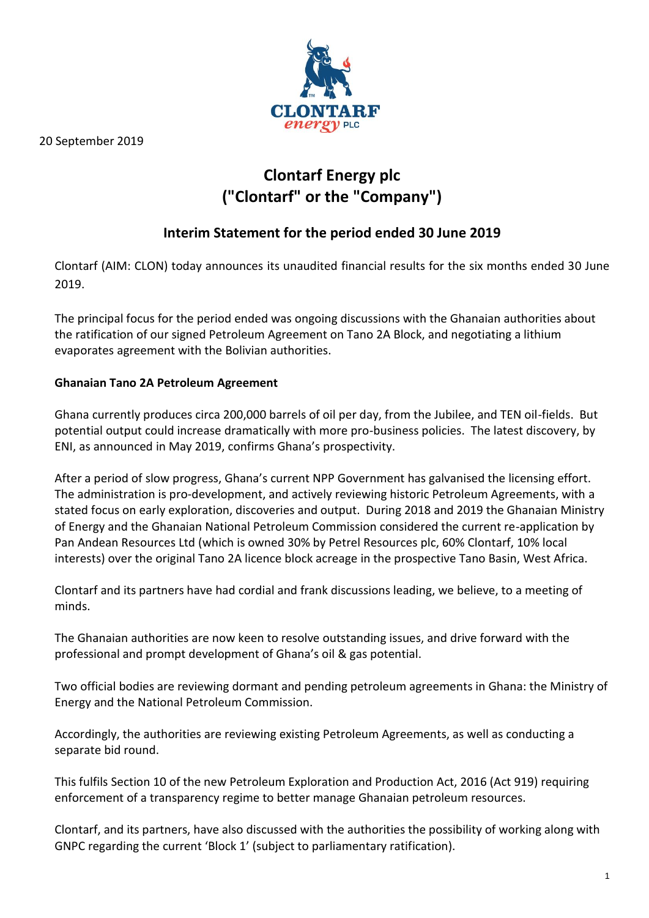20 September 2019

# Clontarf Energy plc
# ("Clontarf" or the "Company")

## Interim Statement for the period ended 30 June 2019

Clontarf (AIM: CLON) today announces its unaudited financial results for the six months ended 30 June 2019.

The principal focus for the period ended was ongoing discussions with the Ghanaian authorities about the ratification of our signed Petroleum Agreement on Tano 2A Block, and negotiating a lithium evaporates agreement with the Bolivian authorities.

**Ghanaian Tano 2A Petroleum Agreement**

Ghana currently produces circa 200,000 barrels of oil per day, from the Jubilee, and TEN oil-fields. But potential output could increase dramatically with more pro-business policies. The latest discovery, by ENI, as announced in May 2019, confirms Ghana's prospectivity.

After a period of slow progress, Ghana's current NPP Government has galvanised the licensing effort. The administration is pro-development, and actively reviewing historic Petroleum Agreements, with a stated focus on early exploration, discoveries and output. During 2018 and 2019 the Ghanaian Ministry of Energy and the Ghanaian National Petroleum Commission considered the current re-application by Pan Andean Resources Ltd (which is owned 30% by Petrel Resources plc, 60% Clontarf, 10% local interests) over the original Tano 2A licence block acreage in the prospective Tano Basin, West Africa.

Clontarf and its partners have had cordial and frank discussions leading, we believe, to a meeting of minds.

The Ghanaian authorities are now keen to resolve outstanding issues, and drive forward with the professional and prompt development of Ghana's oil & gas potential.

Two official bodies are reviewing dormant and pending petroleum agreements in Ghana: the Ministry of Energy and the National Petroleum Commission.

Accordingly, the authorities are reviewing existing Petroleum Agreements, as well as conducting a separate bid round.

This fulfils Section 10 of the new Petroleum Exploration and Production Act, 2016 (Act 919) requiring enforcement of a transparency regime to better manage Ghanaian petroleum resources.

Clontarf, and its partners, have also discussed with the authorities the possibility of working along with GNPC regarding the current 'Block 1' (subject to parliamentary ratification).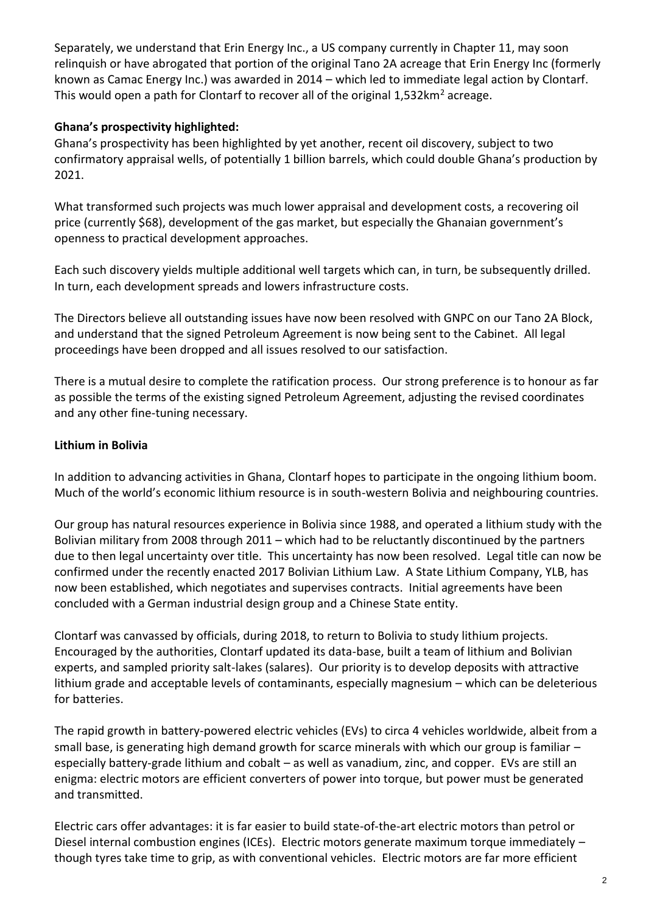Separately, we understand that Erin Energy Inc., a US company currently in Chapter 11, may soon relinquish or have abrogated that portion of the original Tano 2A acreage that Erin Energy Inc (formerly known as Camac Energy Inc.) was awarded in 2014 – which led to immediate legal action by Clontarf. This would open a path for Clontarf to recover all of the original 1,532km$^2$ acreage.

**Ghana's prospectivity highlighted:**

Ghana's prospectivity has been highlighted by yet another, recent oil discovery, subject to two confirmatory appraisal wells, of potentially 1 billion barrels, which could double Ghana's production by 2021.

What transformed such projects was much lower appraisal and development costs, a recovering oil price (currently $68), development of the gas market, but especially the Ghanaian government's openness to practical development approaches.

Each such discovery yields multiple additional well targets which can, in turn, be subsequently drilled. In turn, each development spreads and lowers infrastructure costs.

The Directors believe all outstanding issues have now been resolved with GNPC on our Tano 2A Block, and understand that the signed Petroleum Agreement is now being sent to the Cabinet. All legal proceedings have been dropped and all issues resolved to our satisfaction.

There is a mutual desire to complete the ratification process. Our strong preference is to honour as far as possible the terms of the existing signed Petroleum Agreement, adjusting the revised coordinates and any other fine-tuning necessary.

**Lithium in Bolivia**

In addition to advancing activities in Ghana, Clontarf hopes to participate in the ongoing lithium boom. Much of the world's economic lithium resource is in south-western Bolivia and neighbouring countries.

Our group has natural resources experience in Bolivia since 1988, and operated a lithium study with the Bolivian military from 2008 through 2011 – which had to be reluctantly discontinued by the partners due to then legal uncertainty over title. This uncertainty has now been resolved. Legal title can now be confirmed under the recently enacted 2017 Bolivian Lithium Law. A State Lithium Company, YLB, has now been established, which negotiates and supervises contracts. Initial agreements have been concluded with a German industrial design group and a Chinese State entity.

Clontarf was canvassed by officials, during 2018, to return to Bolivia to study lithium projects. Encouraged by the authorities, Clontarf updated its data-base, built a team of lithium and Bolivian experts, and sampled priority salt-lakes (salares). Our priority is to develop deposits with attractive lithium grade and acceptable levels of contaminants, especially magnesium – which can be deleterious for batteries.

The rapid growth in battery-powered electric vehicles (EVs) to circa 4 vehicles worldwide, albeit from a small base, is generating high demand growth for scarce minerals with which our group is familiar – especially battery-grade lithium and cobalt – as well as vanadium, zinc, and copper. EVs are still an enigma: electric motors are efficient converters of power into torque, but power must be generated and transmitted.

Electric cars offer advantages: it is far easier to build state-of-the-art electric motors than petrol or Diesel internal combustion engines (ICEs). Electric motors generate maximum torque immediately – though tyres take time to grip, as with conventional vehicles. Electric motors are far more efficient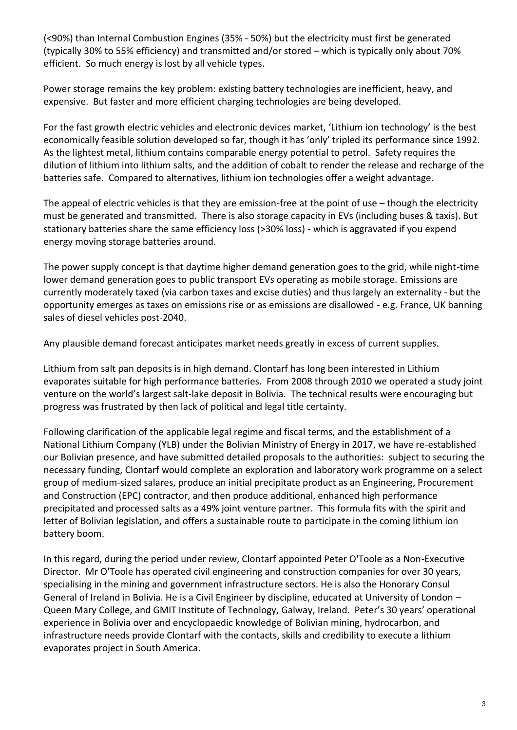(<90%) than Internal Combustion Engines (35% - 50%) but the electricity must first be generated (typically 30% to 55% efficiency) and transmitted and/or stored – which is typically only about 70% efficient. So much energy is lost by all vehicle types.

Power storage remains the key problem: existing battery technologies are inefficient, heavy, and expensive. But faster and more efficient charging technologies are being developed.

For the fast growth electric vehicles and electronic devices market, 'Lithium ion technology' is the best economically feasible solution developed so far, though it has 'only' tripled its performance since 1992. As the lightest metal, lithium contains comparable energy potential to petrol. Safety requires the dilution of lithium into lithium salts, and the addition of cobalt to render the release and recharge of the batteries safe. Compared to alternatives, lithium ion technologies offer a weight advantage.

The appeal of electric vehicles is that they are emission-free at the point of use – though the electricity must be generated and transmitted. There is also storage capacity in EVs (including buses & taxis). But stationary batteries share the same efficiency loss (>30% loss) - which is aggravated if you expend energy moving storage batteries around.

The power supply concept is that daytime higher demand generation goes to the grid, while night-time lower demand generation goes to public transport EVs operating as mobile storage. Emissions are currently moderately taxed (via carbon taxes and excise duties) and thus largely an externality - but the opportunity emerges as taxes on emissions rise or as emissions are disallowed - e.g. France, UK banning sales of diesel vehicles post-2040.

Any plausible demand forecast anticipates market needs greatly in excess of current supplies.

Lithium from salt pan deposits is in high demand. Clontarf has long been interested in Lithium evaporates suitable for high performance batteries. From 2008 through 2010 we operated a study joint venture on the world's largest salt-lake deposit in Bolivia. The technical results were encouraging but progress was frustrated by then lack of political and legal title certainty.

Following clarification of the applicable legal regime and fiscal terms, and the establishment of a National Lithium Company (YLB) under the Bolivian Ministry of Energy in 2017, we have re-established our Bolivian presence, and have submitted detailed proposals to the authorities: subject to securing the necessary funding, Clontarf would complete an exploration and laboratory work programme on a select group of medium-sized salares, produce an initial precipitate product as an Engineering, Procurement and Construction (EPC) contractor, and then produce additional, enhanced high performance precipitated and processed salts as a 49% joint venture partner. This formula fits with the spirit and letter of Bolivian legislation, and offers a sustainable route to participate in the coming lithium ion battery boom.

In this regard, during the period under review, Clontarf appointed Peter O'Toole as a Non-Executive Director. Mr O'Toole has operated civil engineering and construction companies for over 30 years, specialising in the mining and government infrastructure sectors. He is also the Honorary Consul General of Ireland in Bolivia. He is a Civil Engineer by discipline, educated at University of London – Queen Mary College, and GMIT Institute of Technology, Galway, Ireland. Peter's 30 years' operational experience in Bolivia over and encyclopaedic knowledge of Bolivian mining, hydrocarbon, and infrastructure needs provide Clontarf with the contacts, skills and credibility to execute a lithium evaporates project in South America.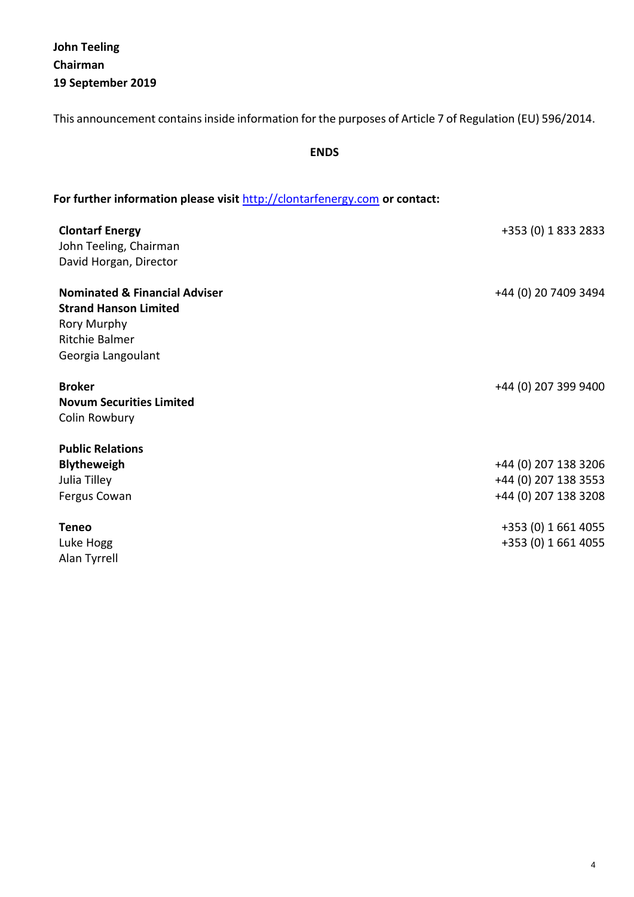**John Teeling**
**Chairman**
**19 September 2019**

This announcement contains inside information for the purposes of Article 7 of Regulation (EU) 596/2014.

**ENDS**

**For further information please visit** http://clontarfenergy.com **or contact:**

| | |
|---|---|
| **Clontarf Energy** | +353 (0) 1 833 2833 |
| John Teeling, Chairman | |
| David Horgan, Director | |
| | |
| **Nominated & Financial Adviser** | +44 (0) 20 7409 3494 |
| **Strand Hanson Limited** | |
| Rory Murphy | |
| Ritchie Balmer | |
| Georgia Langoulant | |
| | |
| **Broker** | +44 (0) 207 399 9400 |
| **Novum Securities Limited** | |
| Colin Rowbury | |
| | |
| **Public Relations** | |
| **Blytheweigh** | +44 (0) 207 138 3206 |
| Julia Tilley | +44 (0) 207 138 3553 |
| Fergus Cowan | +44 (0) 207 138 3208 |
| | |
| **Teneo** | +353 (0) 1 661 4055 |
| Luke Hogg | +353 (0) 1 661 4055 |
| Alan Tyrrell | |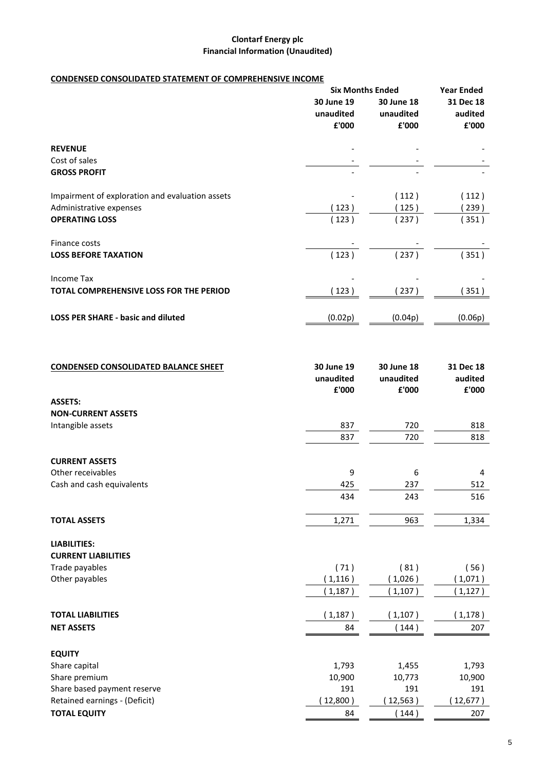**Clontarf Energy plc**
**Financial Information (Unaudited)**

## CONDENSED CONSOLIDATED STATEMENT OF COMPREHENSIVE INCOME

| | Six Months Ended | | Year Ended |
|---|---|---|---|
| | 30 June 19 unaudited £'000 | 30 June 18 unaudited £'000 | 31 Dec 18 audited £'000 |
| **REVENUE** | - | - | - |
| Cost of sales | - | - | - |
| **GROSS PROFIT** | - | - | - |
| Impairment of exploration and evaluation assets | - | ( 112 ) | ( 112 ) |
| Administrative expenses | ( 123 ) | ( 125 ) | ( 239 ) |
| **OPERATING LOSS** | ( 123 ) | ( 237 ) | ( 351 ) |
| Finance costs | - | - | - |
| **LOSS BEFORE TAXATION** | ( 123 ) | ( 237 ) | ( 351 ) |
| Income Tax | - | - | - |
| **TOTAL COMPREHENSIVE LOSS FOR THE PERIOD** | ( 123 ) | ( 237 ) | ( 351 ) |
| **LOSS PER SHARE - basic and diluted** | (0.02p) | (0.04p) | (0.06p) |

## CONDENSED CONSOLIDATED BALANCE SHEET

| | 30 June 19 unaudited £'000 | 30 June 18 unaudited £'000 | 31 Dec 18 audited £'000 |
|---|---|---|---|
| **ASSETS:** | | | |
| **NON-CURRENT ASSETS** | | | |
| Intangible assets | 837 | 720 | 818 |
| | 837 | 720 | 818 |
| **CURRENT ASSETS** | | | |
| Other receivables | 9 | 6 | 4 |
| Cash and cash equivalents | 425 | 237 | 512 |
| | 434 | 243 | 516 |
| **TOTAL ASSETS** | 1,271 | 963 | 1,334 |
| **LIABILITIES:** | | | |
| **CURRENT LIABILITIES** | | | |
| Trade payables | ( 71 ) | ( 81 ) | ( 56 ) |
| Other payables | ( 1,116 ) | ( 1,026 ) | ( 1,071 ) |
| | ( 1,187 ) | ( 1,107 ) | ( 1,127 ) |
| **TOTAL LIABILITIES** | ( 1,187 ) | ( 1,107 ) | ( 1,178 ) |
| **NET ASSETS** | 84 | ( 144 ) | 207 |
| **EQUITY** | | | |
| Share capital | 1,793 | 1,455 | 1,793 |
| Share premium | 10,900 | 10,773 | 10,900 |
| Share based payment reserve | 191 | 191 | 191 |
| Retained earnings - (Deficit) | ( 12,800 ) | ( 12,563 ) | ( 12,677 ) |
| **TOTAL EQUITY** | 84 | ( 144 ) | 207 |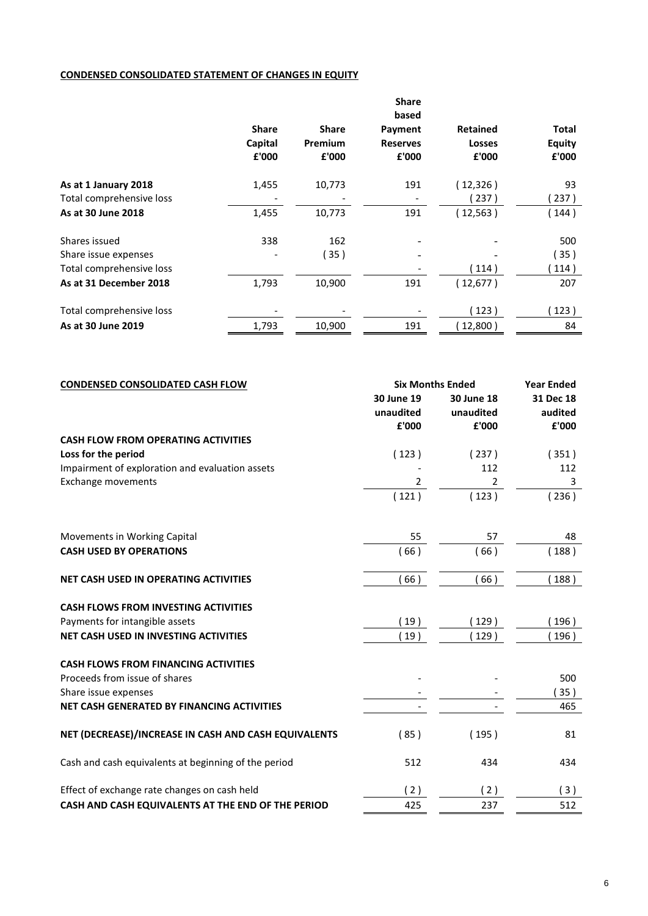**CONDENSED CONSOLIDATED STATEMENT OF CHANGES IN EQUITY**

| | Share Capital £'000 | Share Premium £'000 | Share based Payment Reserves £'000 | Retained Losses £'000 | Total Equity £'000 |
|---|---|---|---|---|---|
| **As at 1 January 2018** | 1,455 | 10,773 | 191 | ( 12,326 ) | 93 |
| Total comprehensive loss | - | - | - | ( 237 ) | ( 237 ) |
| **As at 30 June 2018** | 1,455 | 10,773 | 191 | ( 12,563 ) | ( 144 ) |
| Shares issued | 338 | 162 | - | - | 500 |
| Share issue expenses | - | ( 35 ) | - | - | ( 35 ) |
| Total comprehensive loss | | | - | ( 114 ) | ( 114 ) |
| **As at 31 December 2018** | 1,793 | 10,900 | 191 | ( 12,677 ) | 207 |
| Total comprehensive loss | - | - | - | ( 123 ) | ( 123 ) |
| **As at 30 June 2019** | 1,793 | 10,900 | 191 | ( 12,800 ) | 84 |

**CONDENSED CONSOLIDATED CASH FLOW**

| | Six Months Ended | | Year Ended |
|---|---|---|---|
| | 30 June 19 unaudited £'000 | 30 June 18 unaudited £'000 | 31 Dec 18 audited £'000 |
| **CASH FLOW FROM OPERATING ACTIVITIES** | | | |
| **Loss for the period** | ( 123 ) | ( 237 ) | ( 351 ) |
| Impairment of exploration and evaluation assets | - | 112 | 112 |
| Exchange movements | 2 | 2 | 3 |
| | ( 121 ) | ( 123 ) | ( 236 ) |
| Movements in Working Capital | 55 | 57 | 48 |
| **CASH USED BY OPERATIONS** | ( 66 ) | ( 66 ) | ( 188 ) |
| **NET CASH USED IN OPERATING ACTIVITIES** | ( 66 ) | ( 66 ) | ( 188 ) |
| **CASH FLOWS FROM INVESTING ACTIVITIES** | | | |
| Payments for intangible assets | ( 19 ) | ( 129 ) | ( 196 ) |
| **NET CASH USED IN INVESTING ACTIVITIES** | ( 19 ) | ( 129 ) | ( 196 ) |
| **CASH FLOWS FROM FINANCING ACTIVITIES** | | | |
| Proceeds from issue of shares | - | - | 500 |
| Share issue expenses | - | - | ( 35 ) |
| **NET CASH GENERATED BY FINANCING ACTIVITIES** | - | - | 465 |
| **NET (DECREASE)/INCREASE IN CASH AND CASH EQUIVALENTS** | ( 85 ) | ( 195 ) | 81 |
| Cash and cash equivalents at beginning of the period | 512 | 434 | 434 |
| Effect of exchange rate changes on cash held | ( 2 ) | ( 2 ) | ( 3 ) |
| **CASH AND CASH EQUIVALENTS AT THE END OF THE PERIOD** | 425 | 237 | 512 |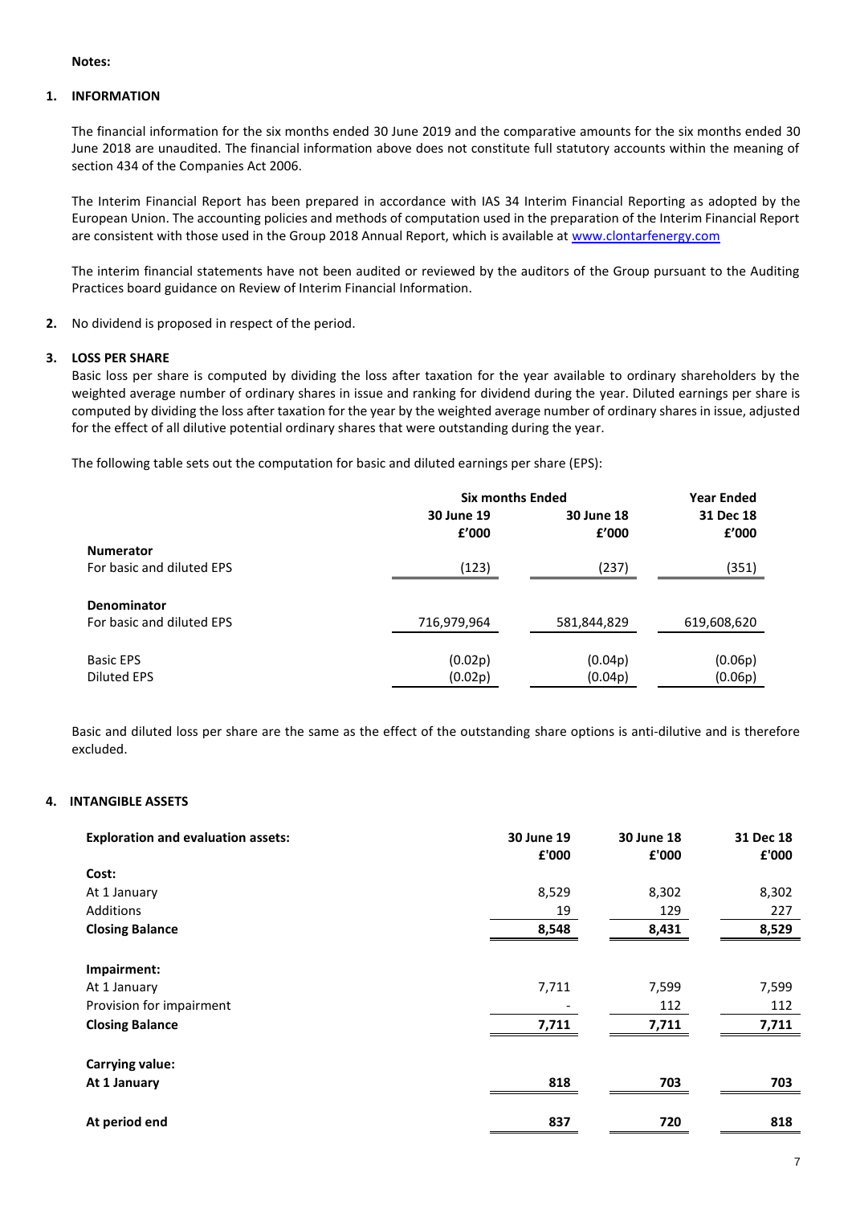**Notes:**

**1. INFORMATION**

The financial information for the six months ended 30 June 2019 and the comparative amounts for the six months ended 30 June 2018 are unaudited. The financial information above does not constitute full statutory accounts within the meaning of section 434 of the Companies Act 2006.

The Interim Financial Report has been prepared in accordance with IAS 34 Interim Financial Reporting as adopted by the European Union. The accounting policies and methods of computation used in the preparation of the Interim Financial Report are consistent with those used in the Group 2018 Annual Report, which is available at www.clontarfenergy.com

The interim financial statements have not been audited or reviewed by the auditors of the Group pursuant to the Auditing Practices board guidance on Review of Interim Financial Information.

**2.** No dividend is proposed in respect of the period.

**3. LOSS PER SHARE**

Basic loss per share is computed by dividing the loss after taxation for the year available to ordinary shareholders by the weighted average number of ordinary shares in issue and ranking for dividend during the year. Diluted earnings per share is computed by dividing the loss after taxation for the year by the weighted average number of ordinary shares in issue, adjusted for the effect of all dilutive potential ordinary shares that were outstanding during the year.

The following table sets out the computation for basic and diluted earnings per share (EPS):

| | Six months Ended | | Year Ended |
|---|---|---|---|
| | 30 June 19 £'000 | 30 June 18 £'000 | 31 Dec 18 £'000 |
| **Numerator** | | | |
| For basic and diluted EPS | (123) | (237) | (351) |
| **Denominator** | | | |
| For basic and diluted EPS | 716,979,964 | 581,844,829 | 619,608,620 |
| Basic EPS | (0.02p) | (0.04p) | (0.06p) |
| Diluted EPS | (0.02p) | (0.04p) | (0.06p) |

Basic and diluted loss per share are the same as the effect of the outstanding share options is anti-dilutive and is therefore excluded.

**4. INTANGIBLE ASSETS**

| **Exploration and evaluation assets:** | **30 June 19 £'000** | **30 June 18 £'000** | **31 Dec 18 £'000** |
|---|---|---|---|
| **Cost:** | | | |
| At 1 January | 8,529 | 8,302 | 8,302 |
| Additions | 19 | 129 | 227 |
| **Closing Balance** | **8,548** | **8,431** | **8,529** |
| **Impairment:** | | | |
| At 1 January | 7,711 | 7,599 | 7,599 |
| Provision for impairment | - | 112 | 112 |
| **Closing Balance** | **7,711** | **7,711** | **7,711** |
| **Carrying value:** | | | |
| **At 1 January** | **818** | **703** | **703** |
| **At period end** | **837** | **720** | **818** |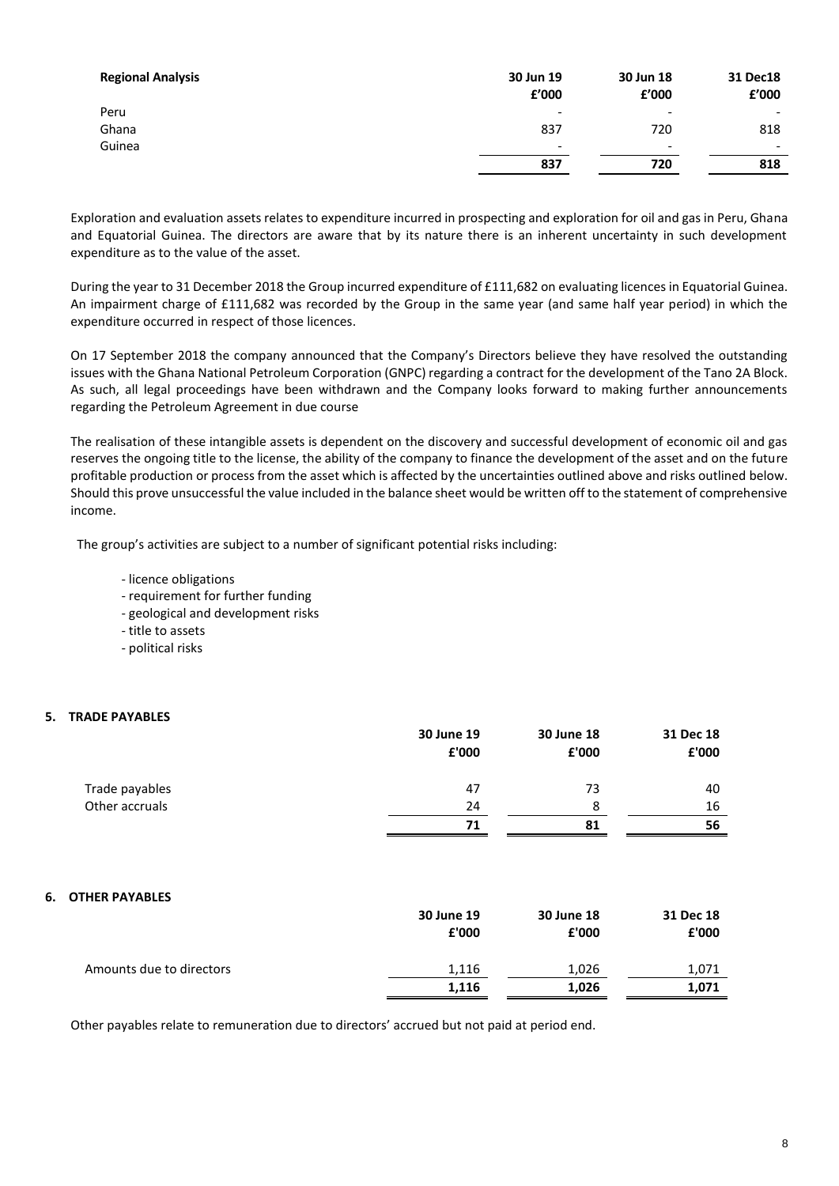| Regional Analysis | 30 Jun 19 £'000 | 30 Jun 18 £'000 | 31 Dec18 £'000 |
|---|---|---|---|
| Peru | - | - | - |
| Ghana | 837 | 720 | 818 |
| Guinea | - | - | - |
| | **837** | **720** | **818** |

Exploration and evaluation assets relates to expenditure incurred in prospecting and exploration for oil and gas in Peru, Ghana and Equatorial Guinea. The directors are aware that by its nature there is an inherent uncertainty in such development expenditure as to the value of the asset.

During the year to 31 December 2018 the Group incurred expenditure of £111,682 on evaluating licences in Equatorial Guinea. An impairment charge of £111,682 was recorded by the Group in the same year (and same half year period) in which the expenditure occurred in respect of those licences.

On 17 September 2018 the company announced that the Company's Directors believe they have resolved the outstanding issues with the Ghana National Petroleum Corporation (GNPC) regarding a contract for the development of the Tano 2A Block. As such, all legal proceedings have been withdrawn and the Company looks forward to making further announcements regarding the Petroleum Agreement in due course

The realisation of these intangible assets is dependent on the discovery and successful development of economic oil and gas reserves the ongoing title to the license, the ability of the company to finance the development of the asset and on the future profitable production or process from the asset which is affected by the uncertainties outlined above and risks outlined below. Should this prove unsuccessful the value included in the balance sheet would be written off to the statement of comprehensive income.

The group's activities are subject to a number of significant potential risks including:

- licence obligations
- requirement for further funding
- geological and development risks
- title to assets
- political risks

## 5. TRADE PAYABLES

| | 30 June 19 £'000 | 30 June 18 £'000 | 31 Dec 18 £'000 |
|---|---|---|---|
| Trade payables | 47 | 73 | 40 |
| Other accruals | 24 | 8 | 16 |
| | **71** | **81** | **56** |

## 6. OTHER PAYABLES

| | 30 June 19 £'000 | 30 June 18 £'000 | 31 Dec 18 £'000 |
|---|---|---|---|
| Amounts due to directors | 1,116 | 1,026 | 1,071 |
| | **1,116** | **1,026** | **1,071** |

Other payables relate to remuneration due to directors' accrued but not paid at period end.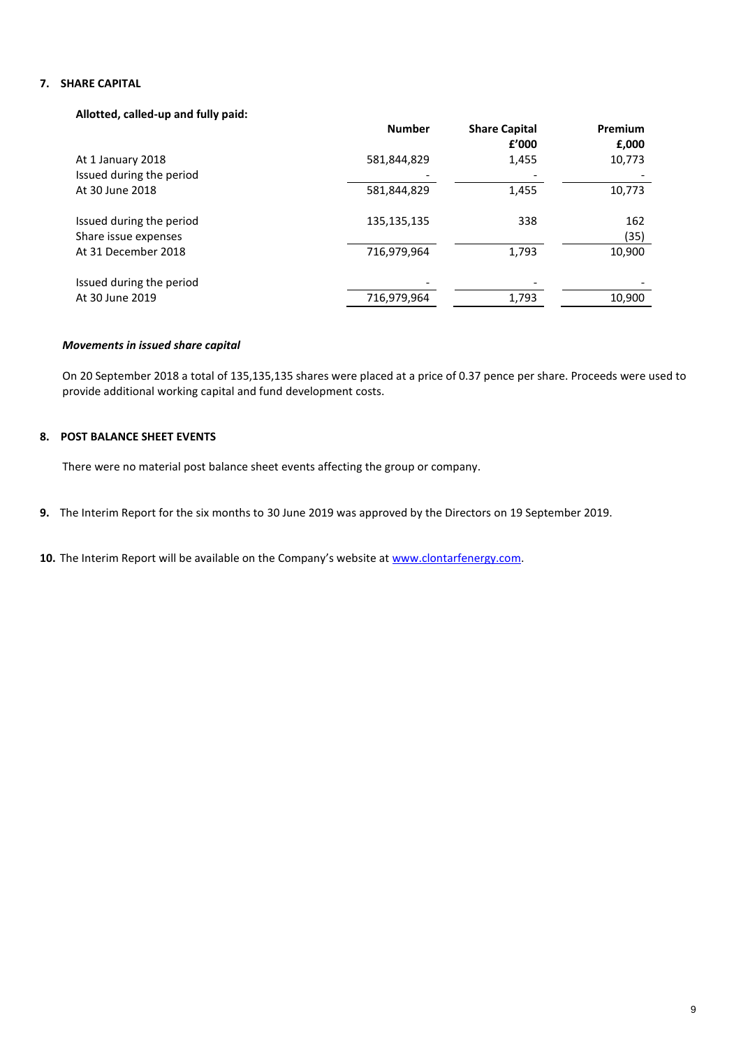## 7. SHARE CAPITAL

**Allotted, called-up and fully paid:**

| | Number | Share Capital £'000 | Premium £,000 |
|---|---|---|---|
| At 1 January 2018 | 581,844,829 | 1,455 | 10,773 |
| Issued during the period | - | - | - |
| At 30 June 2018 | 581,844,829 | 1,455 | 10,773 |
| | | | |
| Issued during the period | 135,135,135 | 338 | 162 |
| Share issue expenses | | | (35) |
| At 31 December 2018 | 716,979,964 | 1,793 | 10,900 |
| | | | |
| Issued during the period | - | - | - |
| At 30 June 2019 | 716,979,964 | 1,793 | 10,900 |

***Movements in issued share capital***

On 20 September 2018 a total of 135,135,135 shares were placed at a price of 0.37 pence per share. Proceeds were used to provide additional working capital and fund development costs.

## 8. POST BALANCE SHEET EVENTS

There were no material post balance sheet events affecting the group or company.

**9.** The Interim Report for the six months to 30 June 2019 was approved by the Directors on 19 September 2019.

**10.** The Interim Report will be available on the Company's website at www.clontarfenergy.com.